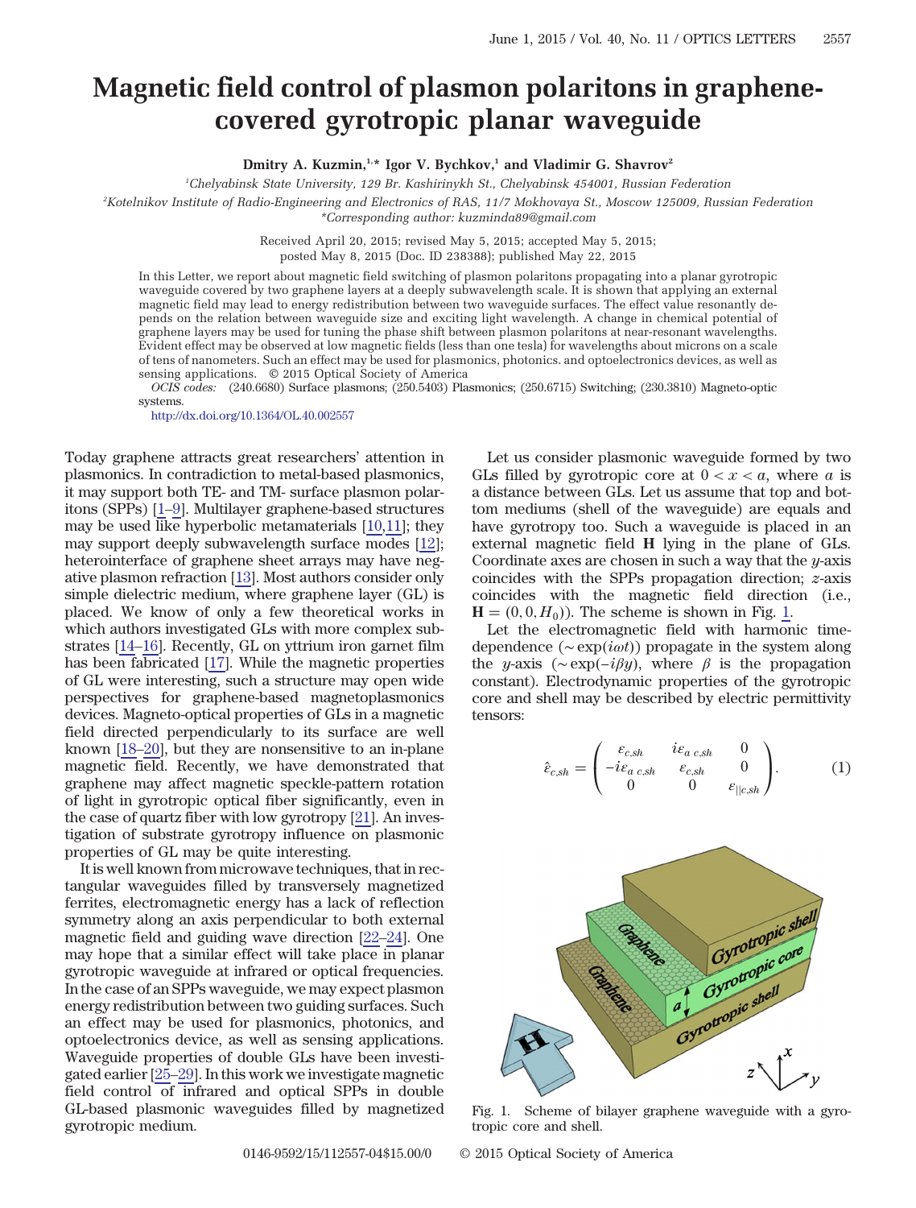# Magnetic field control of plasmon polaritons in graphene-covered gyrotropic planar waveguide

**Dmitry A. Kuzmin,[1,*] Igor V. Bychkov,[1] and Vladimir G. Shavrov[2]**

[1]Chelyabinsk State University, 129 Br. Kashirinykh St., Chelyabinsk 454001, Russian Federation

[2]Kotelnikov Institute of Radio-Engineering and Electronics of RAS, 11/7 Mokhovaya St., Moscow 125009, Russian Federation

*Corresponding author: kuzminda89@gmail.com

Received April 20, 2015; revised May 5, 2015; accepted May 5, 2015; posted May 8, 2015 (Doc. ID 238388); published May 22, 2015

In this Letter, we report about magnetic field switching of plasmon polaritons propagating into a planar gyrotropic waveguide covered by two graphene layers at a deeply subwavelength scale. It is shown that applying an external magnetic field may lead to energy redistribution between two waveguide surfaces. The effect value resonantly depends on the relation between waveguide size and exciting light wavelength. A change in chemical potential of graphene layers may be used for tuning the phase shift between plasmon polaritons at near-resonant wavelengths. Evident effect may be observed at low magnetic fields (less than one tesla) for wavelengths about microns on a scale of tens of nanometers. Such an effect may be used for plasmonics, photonics. and optoelectronics devices, as well as sensing applications. © 2015 Optical Society of America

*OCIS codes:* (240.6680) Surface plasmons; (250.5403) Plasmonics; (250.6715) Switching; (230.3810) Magneto-optic systems.

http://dx.doi.org/10.1364/OL.40.002557

Today graphene attracts great researchers' attention in plasmonics. In contradiction to metal-based plasmonics, it may support both TE- and TM- surface plasmon polaritons (SPPs) [1–9]. Multilayer graphene-based structures may be used like hyperbolic metamaterials [10,11]; they may support deeply subwavelength surface modes [12]; heterointerface of graphene sheet arrays may have negative plasmon refraction [13]. Most authors consider only simple dielectric medium, where graphene layer (GL) is placed. We know of only a few theoretical works in which authors investigated GLs with more complex substrates [14–16]. Recently, GL on yttrium iron garnet film has been fabricated [17]. While the magnetic properties of GL were interesting, such a structure may open wide perspectives for graphene-based magnetoplasmonics devices. Magneto-optical properties of GLs in a magnetic field directed perpendicularly to its surface are well known [18–20], but they are nonsensitive to an in-plane magnetic field. Recently, we have demonstrated that graphene may affect magnetic speckle-pattern rotation of light in gyrotropic optical fiber significantly, even in the case of quartz fiber with low gyrotropy [21]. An investigation of substrate gyrotropy influence on plasmonic properties of GL may be quite interesting.

It is well known from microwave techniques, that in rectangular waveguides filled by transversely magnetized ferrites, electromagnetic energy has a lack of reflection symmetry along an axis perpendicular to both external magnetic field and guiding wave direction [22–24]. One may hope that a similar effect will take place in planar gyrotropic waveguide at infrared or optical frequencies. In the case of an SPPs waveguide, we may expect plasmon energy redistribution between two guiding surfaces. Such an effect may be used for plasmonics, photonics, and optoelectronics device, as well as sensing applications. Waveguide properties of double GLs have been investigated earlier [25–29]. In this work we investigate magnetic field control of infrared and optical SPPs in double GL-based plasmonic waveguides filled by magnetized gyrotropic medium.

Let us consider plasmonic waveguide formed by two GLs filled by gyrotropic core at $0 < x < a$, where $a$ is a distance between GLs. Let us assume that top and bottom mediums (shell of the waveguide) are equals and have gyrotropy too. Such a waveguide is placed in an external magnetic field $\mathbf{H}$ lying in the plane of GLs. Coordinate axes are chosen in such a way that the $y$-axis coincides with the SPPs propagation direction; $z$-axis coincides with the magnetic field direction (i.e., $\mathbf{H} = (0, 0, H_0)$). The scheme is shown in Fig. 1.

Let the electromagnetic field with harmonic time-dependence ($\sim \exp(i\omega t)$) propagate in the system along the $y$-axis ($\sim \exp(-i\beta y)$, where $\beta$ is the propagation constant). Electrodynamic properties of the gyrotropic core and shell may be described by electric permittivity tensors:

$$\hat{\varepsilon}_{c,sh} = \begin{pmatrix} \varepsilon_{c,sh} & i\varepsilon_{a\ c,sh} & 0 \\ -i\varepsilon_{a\ c,sh} & \varepsilon_{c,sh} & 0 \\ 0 & 0 & \varepsilon_{||c,sh} \end{pmatrix}. \tag{1}$$

Fig. 1. Scheme of bilayer graphene waveguide with a gyrotropic core and shell.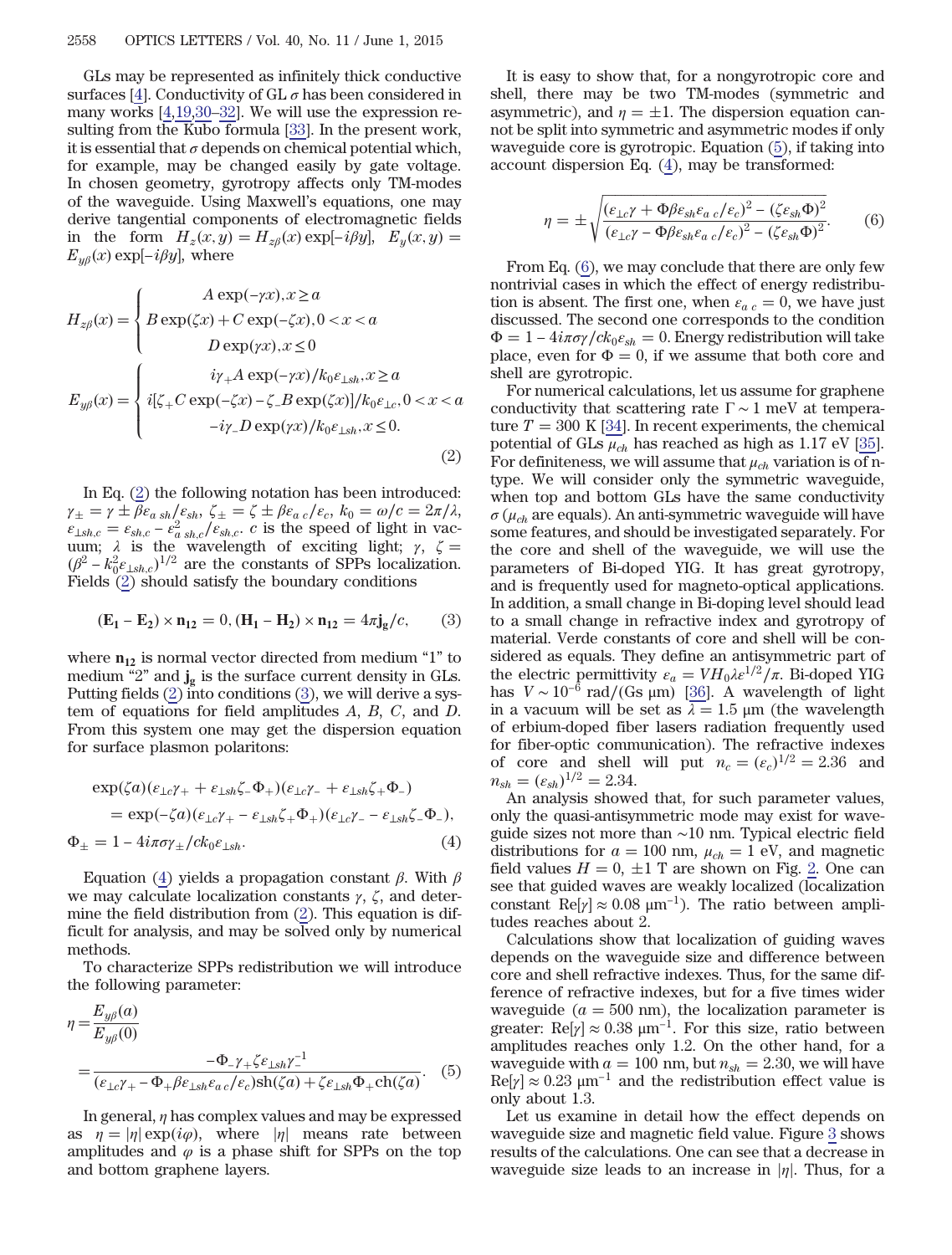GLs may be represented as infinitely thick conductive surfaces [4]. Conductivity of GL $\sigma$ has been considered in many works [4,19,30–32]. We will use the expression resulting from the Kubo formula [33]. In the present work, it is essential that $\sigma$ depends on chemical potential which, for example, may be changed easily by gate voltage. In chosen geometry, gyrotropy affects only TM-modes of the waveguide. Using Maxwell's equations, one may derive tangential components of electromagnetic fields in the form $H_z(x,y) = H_{z\beta}(x)\exp[-i\beta y]$, $E_y(x,y) = E_{y\beta}(x)\exp[-i\beta y]$, where

$$H_{z\beta}(x) = \begin{cases} A\exp(-\gamma x), x \geq a \\ B\exp(\zeta x) + C\exp(-\zeta x), 0 < x < a \\ D\exp(\gamma x), x \leq 0 \end{cases}$$

$$E_{y\beta}(x) = \begin{cases} i\gamma_+ A\exp(-\gamma x)/k_0\varepsilon_{\perp sh}, x \geq a \\ i[\zeta_+ C\exp(-\zeta x) - \zeta_- B\exp(\zeta x)]/k_0\varepsilon_{\perp c}, 0 < x < a \\ -i\gamma_- D\exp(\gamma x)/k_0\varepsilon_{\perp sh}, x \leq 0. \end{cases} \quad (2)$$

In Eq. (2) the following notation has been introduced: $\gamma_\pm = \gamma \pm \beta\varepsilon_{a\,sh}/\varepsilon_{sh}$, $\zeta_\pm = \zeta \pm \beta\varepsilon_{a\,c}/\varepsilon_c$, $k_0 = \omega/c = 2\pi/\lambda$, $\varepsilon_{\perp sh,c} = \varepsilon_{sh,c} - \varepsilon^2_{a\,sh,c}/\varepsilon_{sh,c}$. $c$ is the speed of light in vacuum; $\lambda$ is the wavelength of exciting light; $\gamma$, $\zeta = (\beta^2 - k_0^2\varepsilon_{\perp sh,c})^{1/2}$ are the constants of SPPs localization. Fields (2) should satisfy the boundary conditions

$$(\mathbf{E_1} - \mathbf{E_2}) \times \mathbf{n_{12}} = 0, (\mathbf{H_1} - \mathbf{H_2}) \times \mathbf{n_{12}} = 4\pi\mathbf{j_g}/c, \quad (3)$$

where $\mathbf{n_{12}}$ is normal vector directed from medium "1" to medium "2" and $\mathbf{j_g}$ is the surface current density in GLs. Putting fields (2) into conditions (3), we will derive a system of equations for field amplitudes $A$, $B$, $C$, and $D$. From this system one may get the dispersion equation for surface plasmon polaritons:

$$\exp(\zeta a)(\varepsilon_{\perp c}\gamma_+ + \varepsilon_{\perp sh}\zeta_-\Phi_+)(\varepsilon_{\perp c}\gamma_- + \varepsilon_{\perp sh}\zeta_+\Phi_-)$$
$$= \exp(-\zeta a)(\varepsilon_{\perp c}\gamma_+ - \varepsilon_{\perp sh}\zeta_+\Phi_+)(\varepsilon_{\perp c}\gamma_- - \varepsilon_{\perp sh}\zeta_-\Phi_-),$$
$$\Phi_\pm = 1 - 4i\pi\sigma\gamma_\pm/ck_0\varepsilon_{\perp sh}. \quad (4)$$

Equation (4) yields a propagation constant $\beta$. With $\beta$ we may calculate localization constants $\gamma$, $\zeta$, and determine the field distribution from (2). This equation is difficult for analysis, and may be solved only by numerical methods.

To characterize SPPs redistribution we will introduce the following parameter:

$$\eta = \frac{E_{y\beta}(a)}{E_{y\beta}(0)} = \frac{-\Phi_-\gamma_+ + \zeta\varepsilon_{\perp sh}\gamma_-^{-1}}{(\varepsilon_{\perp c}\gamma_+ - \Phi_+\beta\varepsilon_{\perp sh}\varepsilon_{a\,c}/\varepsilon_c)\mathrm{sh}(\zeta a) + \zeta\varepsilon_{\perp sh}\Phi_+\mathrm{ch}(\zeta a)}. \quad (5)$$

In general, $\eta$ has complex values and may be expressed as $\eta = |\eta|\exp(i\varphi)$, where $|\eta|$ means rate between amplitudes and $\varphi$ is a phase shift for SPPs on the top and bottom graphene layers.

It is easy to show that, for a nongyrotropic core and shell, there may be two TM-modes (symmetric and asymmetric), and $\eta = \pm 1$. The dispersion equation cannot be split into symmetric and asymmetric modes if only waveguide core is gyrotropic. Equation (5), if taking into account dispersion Eq. (4), may be transformed:

$$\eta = \pm\sqrt{\frac{(\varepsilon_{\perp c}\gamma + \Phi\beta\varepsilon_{sh}\varepsilon_{a\,c}/\varepsilon_c)^2 - (\zeta\varepsilon_{sh}\Phi)^2}{(\varepsilon_{\perp c}\gamma - \Phi\beta\varepsilon_{sh}\varepsilon_{a\,c}/\varepsilon_c)^2 - (\zeta\varepsilon_{sh}\Phi)^2}}. \quad (6)$$

From Eq. (6), we may conclude that there are only few nontrivial cases in which the effect of energy redistribution is absent. The first one, when $\varepsilon_{a\,c} = 0$, we have just discussed. The second one corresponds to the condition $\Phi = 1 - 4i\pi\sigma\gamma/ck_0\varepsilon_{sh} = 0$. Energy redistribution will take place, even for $\Phi = 0$, if we assume that both core and shell are gyrotropic.

For numerical calculations, let us assume for graphene conductivity that scattering rate $\Gamma \sim 1$ meV at temperature $T = 300$ K [34]. In recent experiments, the chemical potential of GLs $\mu_{ch}$ has reached as high as 1.17 eV [35]. For definiteness, we will assume that $\mu_{ch}$ variation is of n-type. We will consider only the symmetric waveguide, when top and bottom GLs have the same conductivity $\sigma$ ($\mu_{ch}$ are equals). An anti-symmetric waveguide will have some features, and should be investigated separately. For the core and shell of the waveguide, we will use the parameters of Bi-doped YIG. It has great gyrotropy, and is frequently used for magneto-optical applications. In addition, a small change in Bi-doping level should lead to a small change in refractive index and gyrotropy of material. Verde constants of core and shell will be considered as equals. They define an antisymmetric part of the electric permittivity $\varepsilon_a = VH_0\lambda\varepsilon^{1/2}/\pi$. Bi-doped YIG has $V \sim 10^{-6}$ rad/(Gs μm) [36]. A wavelength of light in a vacuum will be set as $\lambda = 1.5$ μm (the wavelength of erbium-doped fiber lasers radiation frequently used for fiber-optic communication). The refractive indexes of core and shell will put $n_c = (\varepsilon_c)^{1/2} = 2.36$ and $n_{sh} = (\varepsilon_{sh})^{1/2} = 2.34$.

An analysis showed that, for such parameter values, only the quasi-antisymmetric mode may exist for waveguide sizes not more than ~10 nm. Typical electric field distributions for $a = 100$ nm, $\mu_{ch} = 1$ eV, and magnetic field values $H = 0$, $\pm 1$ T are shown on Fig. 2. One can see that guided waves are weakly localized (localization constant $\mathrm{Re}[\gamma] \approx 0.08$ μm$^{-1}$). The ratio between amplitudes reaches about 2.

Calculations show that localization of guiding waves depends on the waveguide size and difference between core and shell refractive indexes. Thus, for the same difference of refractive indexes, but for a five times wider waveguide ($a = 500$ nm), the localization parameter is greater: $\mathrm{Re}[\gamma] \approx 0.38$ μm$^{-1}$. For this size, ratio between amplitudes reaches only 1.2. On the other hand, for a waveguide with $a = 100$ nm, but $n_{sh} = 2.30$, we will have $\mathrm{Re}[\gamma] \approx 0.23$ μm$^{-1}$ and the redistribution effect value is only about 1.3.

Let us examine in detail how the effect depends on waveguide size and magnetic field value. Figure 3 shows results of the calculations. One can see that a decrease in waveguide size leads to an increase in $|\eta|$. Thus, for a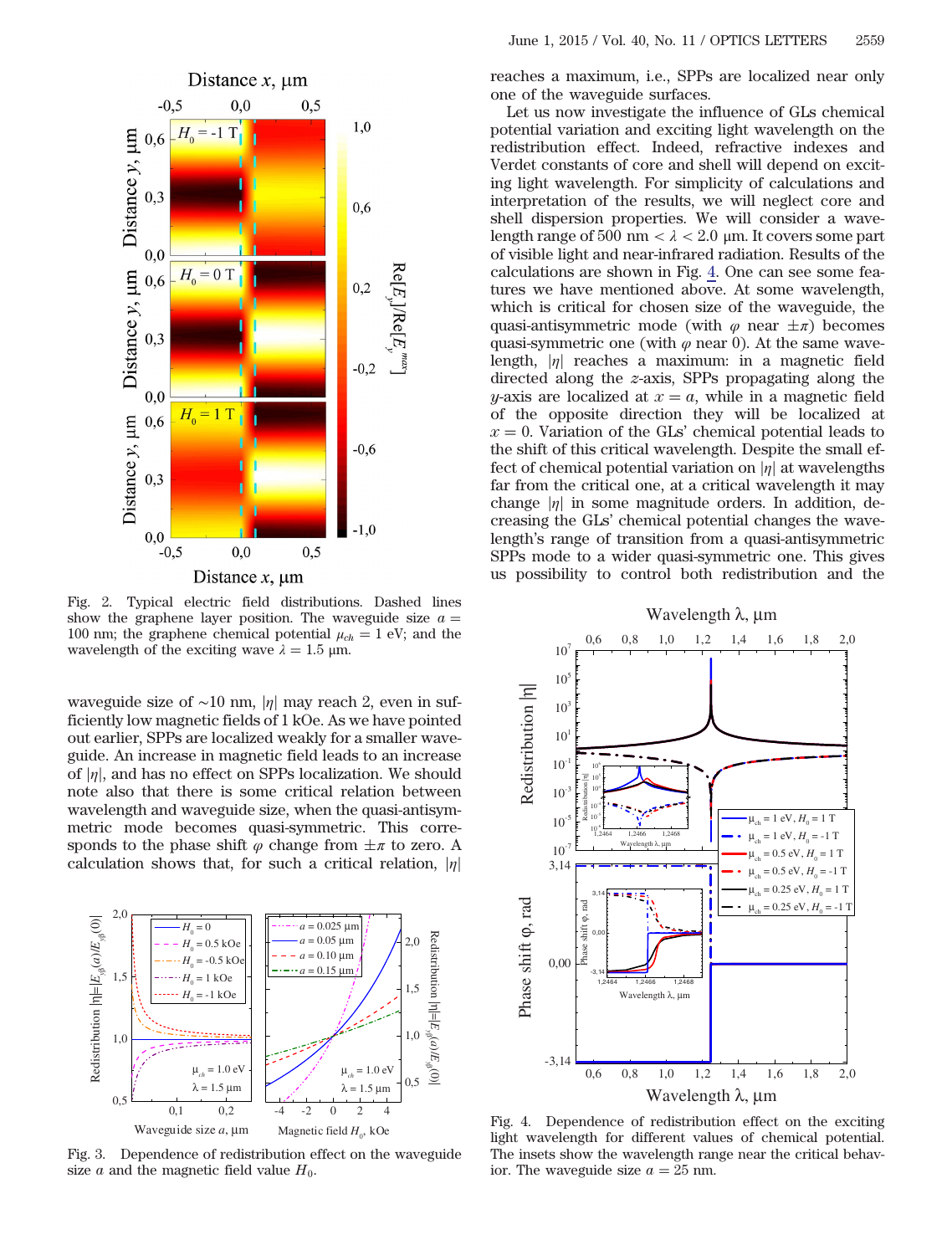Fig. 2. Typical electric field distributions. Dashed lines show the graphene layer position. The waveguide size $a = 100$ nm; the graphene chemical potential $\mu_{ch} = 1$ eV; and the wavelength of the exciting wave $\lambda = 1.5$ μm.

waveguide size of ~10 nm, $|\eta|$ may reach 2, even in sufficiently low magnetic fields of 1 kOe. As we have pointed out earlier, SPPs are localized weakly for a smaller waveguide. An increase in magnetic field leads to an increase of $|\eta|$, and has no effect on SPPs localization. We should note also that there is some critical relation between wavelength and waveguide size, when the quasi-antisymmetric mode becomes quasi-symmetric. This corresponds to the phase shift $\varphi$ change from $\pm\pi$ to zero. A calculation shows that, for such a critical relation, $|\eta|$ reaches a maximum, i.e., SPPs are localized near only one of the waveguide surfaces.

Fig. 3. Dependence of redistribution effect on the waveguide size $a$ and the magnetic field value $H_0$.

Let us now investigate the influence of GLs chemical potential variation and exciting light wavelength on the redistribution effect. Indeed, refractive indexes and Verdet constants of core and shell will depend on exciting light wavelength. For simplicity of calculations and interpretation of the results, we will neglect core and shell dispersion properties. We will consider a wavelength range of 500 nm $< \lambda <$ 2.0 μm. It covers some part of visible light and near-infrared radiation. Results of the calculations are shown in Fig. 4. One can see some features we have mentioned above. At some wavelength, which is critical for chosen size of the waveguide, the quasi-antisymmetric mode (with $\varphi$ near $\pm\pi$) becomes quasi-symmetric one (with $\varphi$ near 0). At the same wavelength, $|\eta|$ reaches a maximum: in a magnetic field directed along the $z$-axis, SPPs propagating along the $y$-axis are localized at $x = a$, while in a magnetic field of the opposite direction they will be localized at $x = 0$. Variation of the GLs' chemical potential leads to the shift of this critical wavelength. Despite the small effect of chemical potential variation on $|\eta|$ at wavelengths far from the critical one, at a critical wavelength it may change $|\eta|$ in some magnitude orders. In addition, decreasing the GLs' chemical potential changes the wavelength's range of transition from a quasi-antisymmetric SPPs mode to a wider quasi-symmetric one. This gives us possibility to control both redistribution and the

Fig. 4. Dependence of redistribution effect on the exciting light wavelength for different values of chemical potential. The insets show the wavelength range near the critical behavior. The waveguide size $a = 25$ nm.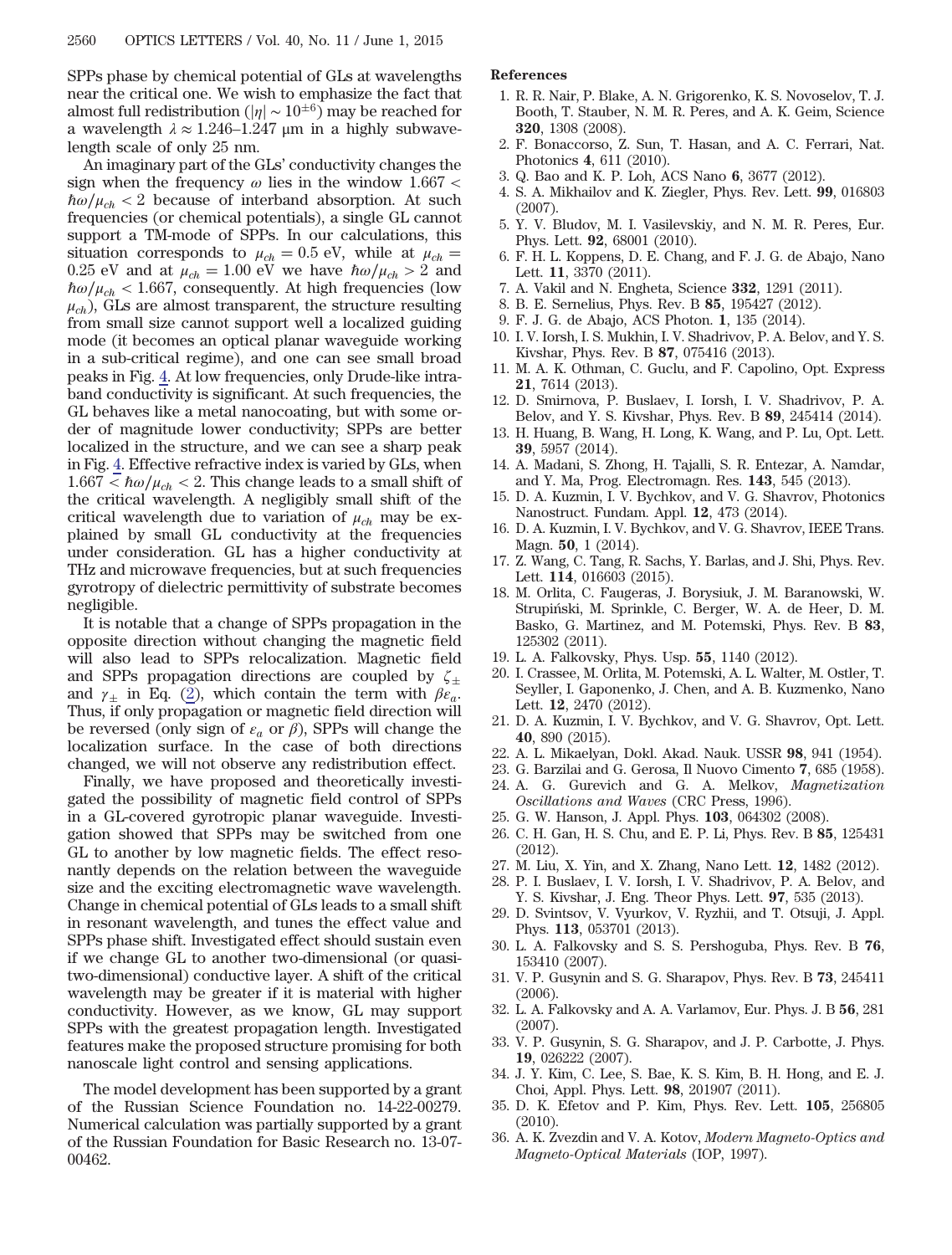SPPs phase by chemical potential of GLs at wavelengths near the critical one. We wish to emphasize the fact that almost full redistribution ($|\eta| \sim 10^{\pm 6}$) may be reached for a wavelength $\lambda \approx 1.246$–$1.247$ μm in a highly subwavelength scale of only 25 nm.

An imaginary part of the GLs' conductivity changes the sign when the frequency $\omega$ lies in the window $1.667 < \hbar\omega/\mu_{ch} < 2$ because of interband absorption. At such frequencies (or chemical potentials), a single GL cannot support a TM-mode of SPPs. In our calculations, this situation corresponds to $\mu_{ch} = 0.5$ eV, while at $\mu_{ch} = 0.25$ eV and at $\mu_{ch} = 1.00$ eV we have $\hbar\omega/\mu_{ch} > 2$ and $\hbar\omega/\mu_{ch} < 1.667$, consequently. At high frequencies (low $\mu_{ch}$), GLs are almost transparent, the structure resulting from small size cannot support well a localized guiding mode (it becomes an optical planar waveguide working in a sub-critical regime), and one can see small broad peaks in Fig. 4. At low frequencies, only Drude-like intraband conductivity is significant. At such frequencies, the GL behaves like a metal nanocoating, but with some order of magnitude lower conductivity; SPPs are better localized in the structure, and we can see a sharp peak in Fig. 4. Effective refractive index is varied by GLs, when $1.667 < \hbar\omega/\mu_{ch} < 2$. This change leads to a small shift of the critical wavelength. A negligibly small shift of the critical wavelength due to variation of $\mu_{ch}$ may be explained by small GL conductivity at the frequencies under consideration. GL has a higher conductivity at THz and microwave frequencies, but at such frequencies gyrotropy of dielectric permittivity of substrate becomes negligible.

It is notable that a change of SPPs propagation in the opposite direction without changing the magnetic field will also lead to SPPs relocalization. Magnetic field and SPPs propagation directions are coupled by $\zeta_\pm$ and $\gamma_\pm$ in Eq. (2), which contain the term with $\beta\varepsilon_a$. Thus, if only propagation or magnetic field direction will be reversed (only sign of $\varepsilon_a$ or $\beta$), SPPs will change the localization surface. In the case of both directions changed, we will not observe any redistribution effect.

Finally, we have proposed and theoretically investigated the possibility of magnetic field control of SPPs in a GL-covered gyrotropic planar waveguide. Investigation showed that SPPs may be switched from one GL to another by low magnetic fields. The effect resonantly depends on the relation between the waveguide size and the exciting electromagnetic wave wavelength. Change in chemical potential of GLs leads to a small shift in resonant wavelength, and tunes the effect value and SPPs phase shift. Investigated effect should sustain even if we change GL to another two-dimensional (or quasi-two-dimensional) conductive layer. A shift of the critical wavelength may be greater if it is material with higher conductivity. However, as we know, GL may support SPPs with the greatest propagation length. Investigated features make the proposed structure promising for both nanoscale light control and sensing applications.

The model development has been supported by a grant of the Russian Science Foundation no. 14-22-00279. Numerical calculation was partially supported by a grant of the Russian Foundation for Basic Research no. 13-07-00462.

## References

1. R. R. Nair, P. Blake, A. N. Grigorenko, K. S. Novoselov, T. J. Booth, T. Stauber, N. M. R. Peres, and A. K. Geim, Science **320**, 1308 (2008).
2. F. Bonaccorso, Z. Sun, T. Hasan, and A. C. Ferrari, Nat. Photonics **4**, 611 (2010).
3. Q. Bao and K. P. Loh, ACS Nano **6**, 3677 (2012).
4. S. A. Mikhailov and K. Ziegler, Phys. Rev. Lett. **99**, 016803 (2007).
5. Y. V. Bludov, M. I. Vasilevskiy, and N. M. R. Peres, Eur. Phys. Lett. **92**, 68001 (2010).
6. F. H. L. Koppens, D. E. Chang, and F. J. G. de Abajo, Nano Lett. **11**, 3370 (2011).
7. A. Vakil and N. Engheta, Science **332**, 1291 (2011).
8. B. E. Sernelius, Phys. Rev. B **85**, 195427 (2012).
9. F. J. G. de Abajo, ACS Photon. **1**, 135 (2014).
10. I. V. Iorsh, I. S. Mukhin, I. V. Shadrivov, P. A. Belov, and Y. S. Kivshar, Phys. Rev. B **87**, 075416 (2013).
11. M. A. K. Othman, C. Guclu, and F. Capolino, Opt. Express **21**, 7614 (2013).
12. D. Smirnova, P. Buslaev, I. Iorsh, I. V. Shadrivov, P. A. Belov, and Y. S. Kivshar, Phys. Rev. B **89**, 245414 (2014).
13. H. Huang, B. Wang, H. Long, K. Wang, and P. Lu, Opt. Lett. **39**, 5957 (2014).
14. A. Madani, S. Zhong, H. Tajalli, S. R. Entezar, A. Namdar, and Y. Ma, Prog. Electromagn. Res. **143**, 545 (2013).
15. D. A. Kuzmin, I. V. Bychkov, and V. G. Shavrov, Photonics Nanostruct. Fundam. Appl. **12**, 473 (2014).
16. D. A. Kuzmin, I. V. Bychkov, and V. G. Shavrov, IEEE Trans. Magn. **50**, 1 (2014).
17. Z. Wang, C. Tang, R. Sachs, Y. Barlas, and J. Shi, Phys. Rev. Lett. **114**, 016603 (2015).
18. M. Orlita, C. Faugeras, J. Borysiuk, J. M. Baranowski, W. Strupiński, M. Sprinkle, C. Berger, W. A. de Heer, D. M. Basko, G. Martinez, and M. Potemski, Phys. Rev. B **83**, 125302 (2011).
19. L. A. Falkovsky, Phys. Usp. **55**, 1140 (2012).
20. I. Crassee, M. Orlita, M. Potemski, A. L. Walter, M. Ostler, T. Seyller, I. Gaponenko, J. Chen, and A. B. Kuzmenko, Nano Lett. **12**, 2470 (2012).
21. D. A. Kuzmin, I. V. Bychkov, and V. G. Shavrov, Opt. Lett. **40**, 890 (2015).
22. A. L. Mikaelyan, Dokl. Akad. Nauk. USSR **98**, 941 (1954).
23. G. Barzilai and G. Gerosa, Il Nuovo Cimento **7**, 685 (1958).
24. A. G. Gurevich and G. A. Melkov, *Magnetization Oscillations and Waves* (CRC Press, 1996).
25. G. W. Hanson, J. Appl. Phys. **103**, 064302 (2008).
26. C. H. Gan, H. S. Chu, and E. P. Li, Phys. Rev. B **85**, 125431 (2012).
27. M. Liu, X. Yin, and X. Zhang, Nano Lett. **12**, 1482 (2012).
28. P. I. Buslaev, I. V. Iorsh, I. V. Shadrivov, P. A. Belov, and Y. S. Kivshar, J. Eng. Theor Phys. Lett. **97**, 535 (2013).
29. D. Svintsov, V. Vyurkov, V. Ryzhii, and T. Otsuji, J. Appl. Phys. **113**, 053701 (2013).
30. L. A. Falkovsky and S. S. Pershoguba, Phys. Rev. B **76**, 153410 (2007).
31. V. P. Gusynin and S. G. Sharapov, Phys. Rev. B **73**, 245411 (2006).
32. L. A. Falkovsky and A. A. Varlamov, Eur. Phys. J. B **56**, 281 (2007).
33. V. P. Gusynin, S. G. Sharapov, and J. P. Carbotte, J. Phys. **19**, 026222 (2007).
34. J. Y. Kim, C. Lee, S. Bae, K. S. Kim, B. H. Hong, and E. J. Choi, Appl. Phys. Lett. **98**, 201907 (2011).
35. D. K. Efetov and P. Kim, Phys. Rev. Lett. **105**, 256805 (2010).
36. A. K. Zvezdin and V. A. Kotov, *Modern Magneto-Optics and Magneto-Optical Materials* (IOP, 1997).